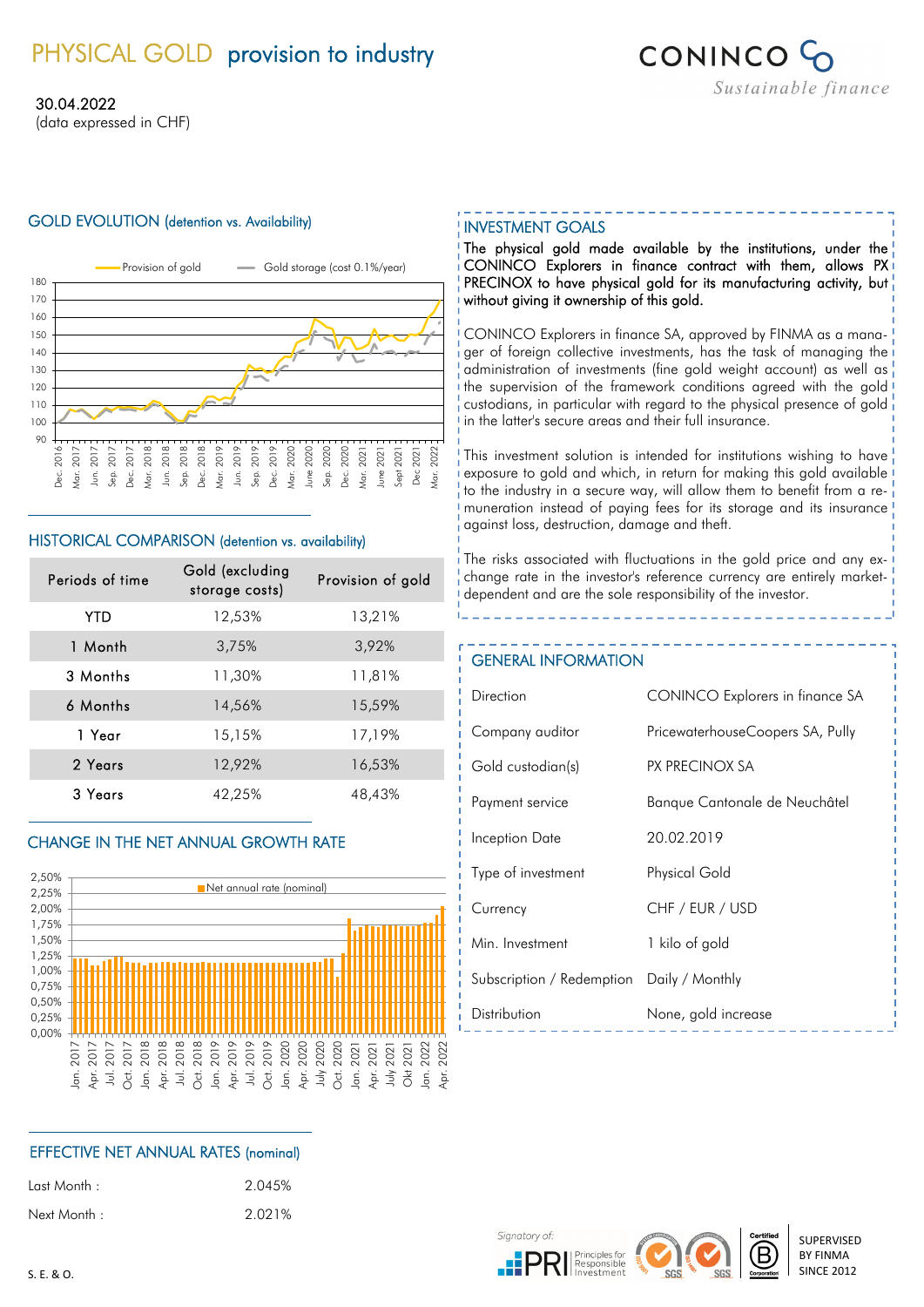# PHYSICAL GOLD provision to industry

30.04.2022
(data expressed in CHF)

CONINCO *Sustainable finance*

## GOLD EVOLUTION (detention vs. Availability)

## HISTORICAL COMPARISON (detention vs. availability)

| Periods of time | Gold (excluding storage costs) | Provision of gold |
|---|---|---|
| YTD | 12,53% | 13,21% |
| 1 Month | 3,75% | 3,92% |
| 3 Months | 11,30% | 11,81% |
| 6 Months | 14,56% | 15,59% |
| 1 Year | 15,15% | 17,19% |
| 2 Years | 12,92% | 16,53% |
| 3 Years | 42,25% | 48,43% |

## CHANGE IN THE NET ANNUAL GROWTH RATE

## EFFECTIVE NET ANNUAL RATES (nominal)

| | |
|---|---|
| Last Month : | 2.045% |
| Next Month : | 2.021% |

## INVESTMENT GOALS

**The physical gold made available by the institutions, under the CONINCO Explorers in finance contract with them, allows PX PRECINOX to have physical gold for its manufacturing activity, but without giving it ownership of this gold.**

CONINCO Explorers in finance SA, approved by FINMA as a manager of foreign collective investments, has the task of managing the administration of investments (fine gold weight account) as well as the supervision of the framework conditions agreed with the gold custodians, in particular with regard to the physical presence of gold in the latter's secure areas and their full insurance.

This investment solution is intended for institutions wishing to have exposure to gold and which, in return for making this gold available to the industry in a secure way, will allow them to benefit from a remuneration instead of paying fees for its storage and its insurance against loss, destruction, damage and theft.

The risks associated with fluctuations in the gold price and any exchange rate in the investor's reference currency are entirely market-dependent and are the sole responsibility of the investor.

## GENERAL INFORMATION

| | |
|---|---|
| Direction | CONINCO Explorers in finance SA |
| Company auditor | PricewaterhouseCoopers SA, Pully |
| Gold custodian(s) | PX PRECINOX SA |
| Payment service | Banque Cantonale de Neuchâtel |
| Inception Date | 20.02.2019 |
| Type of investment | Physical Gold |
| Currency | CHF / EUR / USD |
| Min. Investment | 1 kilo of gold |
| Subscription / Redemption | Daily / Monthly |
| Distribution | None, gold increase |

Signatory of: PRI Principles for Responsible Investment

SUPERVISED BY FINMA SINCE 2012

S. E. & O.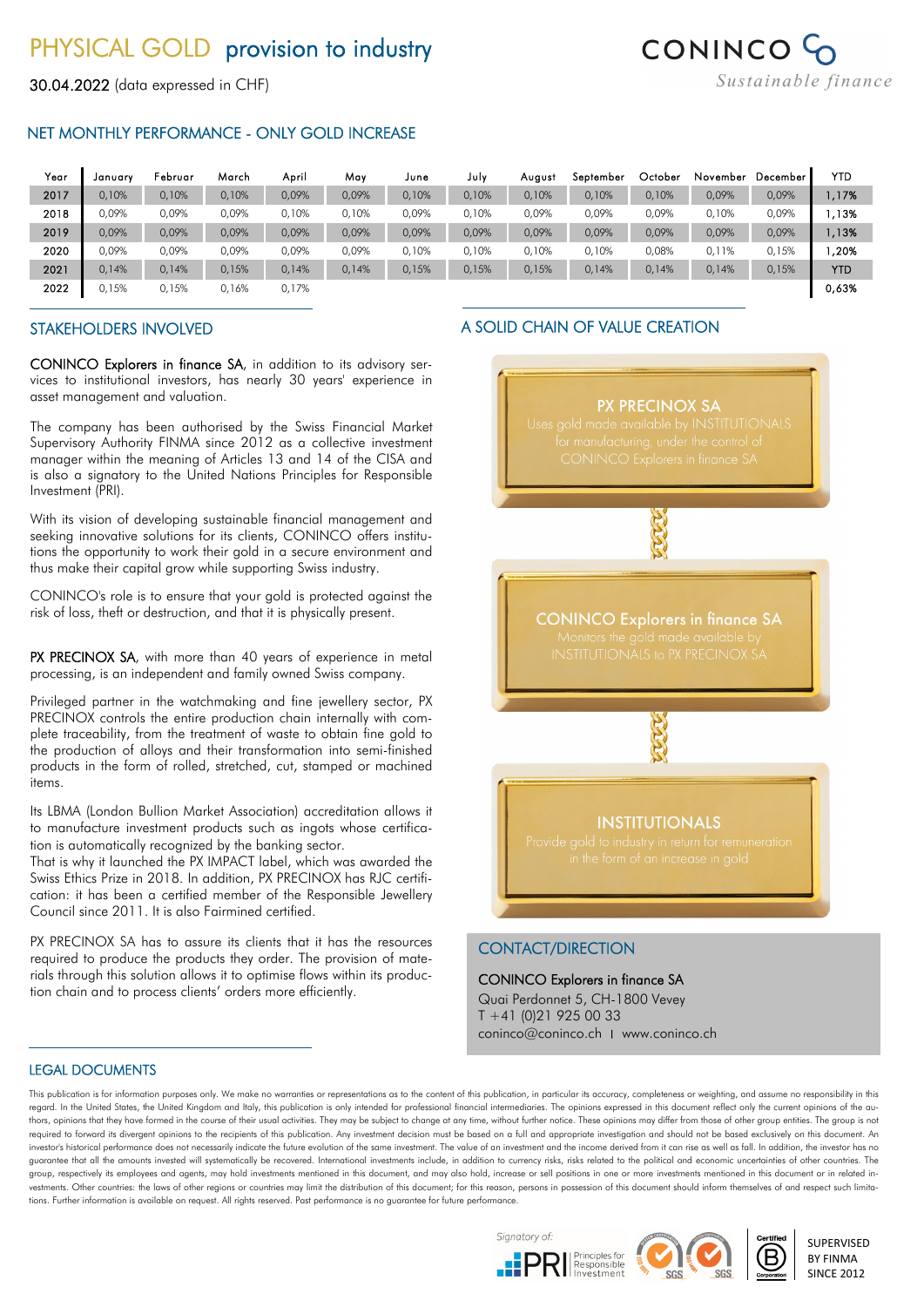# PHYSICAL GOLD provision to industry

30.04.2022 (data expressed in CHF)

CONINCO
*Sustainable finance*

## NET MONTHLY PERFORMANCE - ONLY GOLD INCREASE

| Year | January | Februar | March | April | May | June | July | August | September | October | November | December | YTD |
|---|---|---|---|---|---|---|---|---|---|---|---|---|---|
| 2017 | 0,10% | 0,10% | 0,10% | 0,09% | 0,09% | 0,10% | 0,10% | 0,10% | 0,10% | 0,10% | 0,09% | 0,09% | 1,17% |
| 2018 | 0,09% | 0,09% | 0,09% | 0,10% | 0,10% | 0,09% | 0,10% | 0,09% | 0,09% | 0,09% | 0,10% | 0,09% | 1,13% |
| 2019 | 0,09% | 0,09% | 0,09% | 0,09% | 0,09% | 0,09% | 0,09% | 0,09% | 0,09% | 0,09% | 0,09% | 0,09% | 1,13% |
| 2020 | 0,09% | 0,09% | 0,09% | 0,09% | 0,09% | 0,10% | 0,10% | 0,10% | 0,10% | 0,08% | 0,11% | 0,15% | 1,20% |
| 2021 | 0,14% | 0,14% | 0,15% | 0,14% | 0,14% | 0,15% | 0,15% | 0,15% | 0,14% | 0,14% | 0,14% | 0,15% | YTD |
| 2022 | 0,15% | 0,15% | 0,16% | 0,17% | | | | | | | | | 0,63% |

## STAKEHOLDERS INVOLVED

**CONINCO Explorers in finance SA**, in addition to its advisory services to institutional investors, has nearly 30 years' experience in asset management and valuation.

The company has been authorised by the Swiss Financial Market Supervisory Authority FINMA since 2012 as a collective investment manager within the meaning of Articles 13 and 14 of the CISA and is also a signatory to the United Nations Principles for Responsible Investment (PRI).

With its vision of developing sustainable financial management and seeking innovative solutions for its clients, CONINCO offers institutions the opportunity to work their gold in a secure environment and thus make their capital grow while supporting Swiss industry.

CONINCO's role is to ensure that your gold is protected against the risk of loss, theft or destruction, and that it is physically present.

**PX PRECINOX SA**, with more than 40 years of experience in metal processing, is an independent and family owned Swiss company.

Privileged partner in the watchmaking and fine jewellery sector, PX PRECINOX controls the entire production chain internally with complete traceability, from the treatment of waste to obtain fine gold to the production of alloys and their transformation into semi-finished products in the form of rolled, stretched, cut, stamped or machined items.

Its LBMA (London Bullion Market Association) accreditation allows it to manufacture investment products such as ingots whose certification is automatically recognized by the banking sector.
That is why it launched the PX IMPACT label, which was awarded the Swiss Ethics Prize in 2018. In addition, PX PRECINOX has RJC certification: it has been a certified member of the Responsible Jewellery Council since 2011. It is also Fairmined certified.

PX PRECINOX SA has to assure its clients that it has the resources required to produce the products they order. The provision of materials through this solution allows it to optimise flows within its production chain and to process clients' orders more efficiently.

## A SOLID CHAIN OF VALUE CREATION

**PX PRECINOX SA**
Uses gold made available by INSTITUTIONALS for manufacturing, under the control of CONINCO Explorers in finance SA

**CONINCO Explorers in finance SA**
Monitors the gold made available by INSTITUTIONALS to PX PRECINOX SA

**INSTITUTIONALS**
Provide gold to industry in return for remuneration in the form of an increase in gold

## CONTACT/DIRECTION

**CONINCO Explorers in finance SA**
Quai Perdonnet 5, CH-1800 Vevey
T +41 (0)21 925 00 33
coninco@coninco.ch | www.coninco.ch

## LEGAL DOCUMENTS

This publication is for information purposes only. We make no warranties or representations as to the content of this publication, in particular its accuracy, completeness or weighting, and assume no responsibility in this regard. In the United States, the United Kingdom and Italy, this publication is only intended for professional financial intermediaries. The opinions expressed in this document reflect only the current opinions of the authors, opinions that they have formed in the course of their usual activities. They may be subject to change at any time, without further notice. These opinions may differ from those of other group entities. The group is not required to forward its divergent opinions to the recipients of this publication. Any investment decision must be based on a full and appropriate investigation and should not be based exclusively on this document. An investor's historical performance does not necessarily indicate the future evolution of the same investment. The value of an investment and the income derived from it can rise as well as fall. In addition, the investor has no guarantee that all the amounts invested will systematically be recovered. International investments include, in addition to currency risks, risks related to the political and economic uncertainties of other countries. The group, respectively its employees and agents, may hold investments mentioned in this document, and may also hold, increase or sell positions in one or more investments mentioned in this document or in related investments. Other countries: the laws of other regions or countries may limit the distribution of this document; for this reason, persons in possession of this document should inform themselves of and respect such limitations. Further information is available on request. All rights reserved. Past performance is no guarantee for future performance.

Signatory of: PRI Principles for Responsible Investment

SUPERVISED BY FINMA SINCE 2012